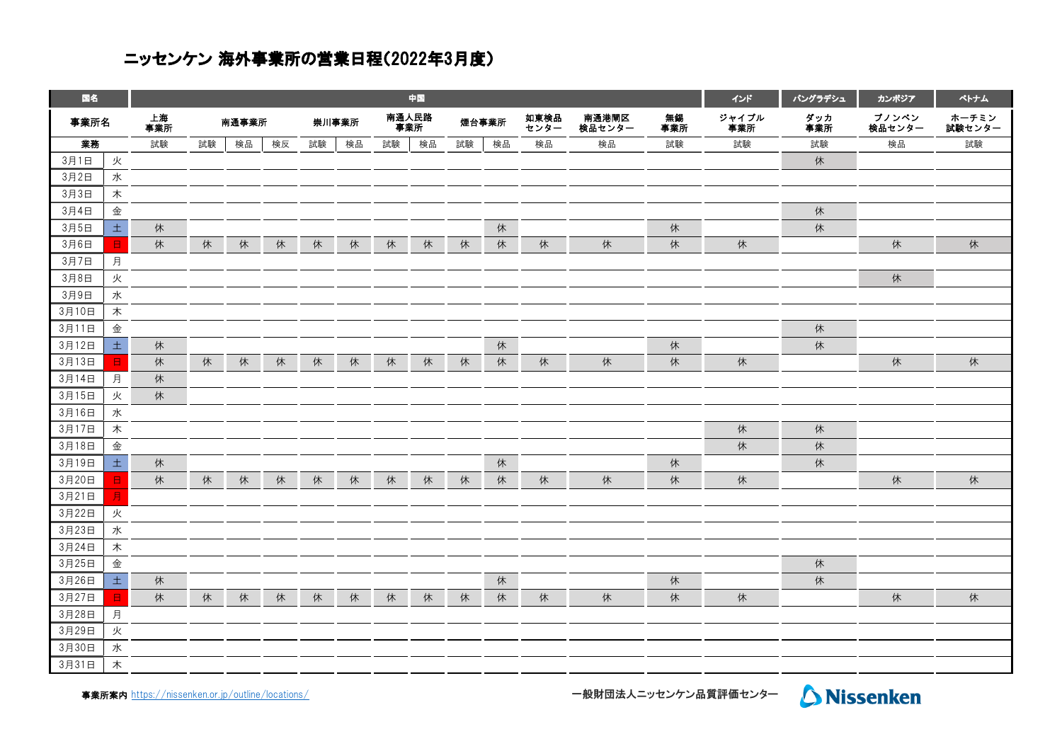# ニッセンケン 海外事業所の営業日程(2022年3月度)

| 国名 | | 中国 | | | | | | | | | | | | | インド | バングラデシュ | カンボジア | ベトナム |
|---|---|---|---|---|---|---|---|---|---|---|---|---|---|---|---|---|---|---|
| 事業所名 | | 上海事業所 | 南通事業所 | | | 崇川事業所 | | 南通人民路事業所 | | 煙台事業所 | | 如東検品センター | 南通港閘区検品センター | 無錫事業所 | ジャイプル事業所 | ダッカ事業所 | プノンペン検品センター | ホーチミン試験センター |
| 業務 | | 試験 | 試験 | 検品 | 検反 | 試験 | 検品 | 試験 | 検品 | 試験 | 検品 | 検品 | 検品 | 試験 | 試験 | 試験 | 検品 | 試験 |
| 3月1日 | 火 | | | | | | | | | | | | | | | 休 | | |
| 3月2日 | 水 | | | | | | | | | | | | | | | | | |
| 3月3日 | 木 | | | | | | | | | | | | | | | | | |
| 3月4日 | 金 | | | | | | | | | | | | | | | 休 | | |
| 3月5日 | 土 | 休 | | | | | | | | | 休 | | | 休 | | 休 | | |
| 3月6日 | 日 | 休 | 休 | 休 | 休 | 休 | 休 | 休 | 休 | 休 | 休 | 休 | 休 | 休 | 休 | | 休 | 休 |
| 3月7日 | 月 | | | | | | | | | | | | | | | | | |
| 3月8日 | 火 | | | | | | | | | | | | | | | | 休 | |
| 3月9日 | 水 | | | | | | | | | | | | | | | | | |
| 3月10日 | 木 | | | | | | | | | | | | | | | | | |
| 3月11日 | 金 | | | | | | | | | | | | | | | 休 | | |
| 3月12日 | 土 | 休 | | | | | | | | | 休 | | | 休 | | 休 | | |
| 3月13日 | 日 | 休 | 休 | 休 | 休 | 休 | 休 | 休 | 休 | 休 | 休 | 休 | 休 | 休 | 休 | | 休 | 休 |
| 3月14日 | 月 | 休 | | | | | | | | | | | | | | | | |
| 3月15日 | 火 | 休 | | | | | | | | | | | | | | | | |
| 3月16日 | 水 | | | | | | | | | | | | | | | | | |
| 3月17日 | 木 | | | | | | | | | | | | | | 休 | 休 | | |
| 3月18日 | 金 | | | | | | | | | | | | | | 休 | 休 | | |
| 3月19日 | 土 | 休 | | | | | | | | | 休 | | | 休 | | 休 | | |
| 3月20日 | 日 | 休 | 休 | 休 | 休 | 休 | 休 | 休 | 休 | 休 | 休 | 休 | 休 | 休 | 休 | | 休 | 休 |
| 3月21日 | 月 | | | | | | | | | | | | | | | | | |
| 3月22日 | 火 | | | | | | | | | | | | | | | | | |
| 3月23日 | 水 | | | | | | | | | | | | | | | | | |
| 3月24日 | 木 | | | | | | | | | | | | | | | | | |
| 3月25日 | 金 | | | | | | | | | | | | | | | 休 | | |
| 3月26日 | 土 | 休 | | | | | | | | | 休 | | | 休 | | 休 | | |
| 3月27日 | 日 | 休 | 休 | 休 | 休 | 休 | 休 | 休 | 休 | 休 | 休 | 休 | 休 | 休 | 休 | | 休 | 休 |
| 3月28日 | 月 | | | | | | | | | | | | | | | | | |
| 3月29日 | 火 | | | | | | | | | | | | | | | | | |
| 3月30日 | 水 | | | | | | | | | | | | | | | | | |
| 3月31日 | 木 | | | | | | | | | | | | | | | | | |

**事業所案内** https://nissenken.or.jp/outline/locations/

一般財団法人ニッセンケン品質評価センター

Nissenken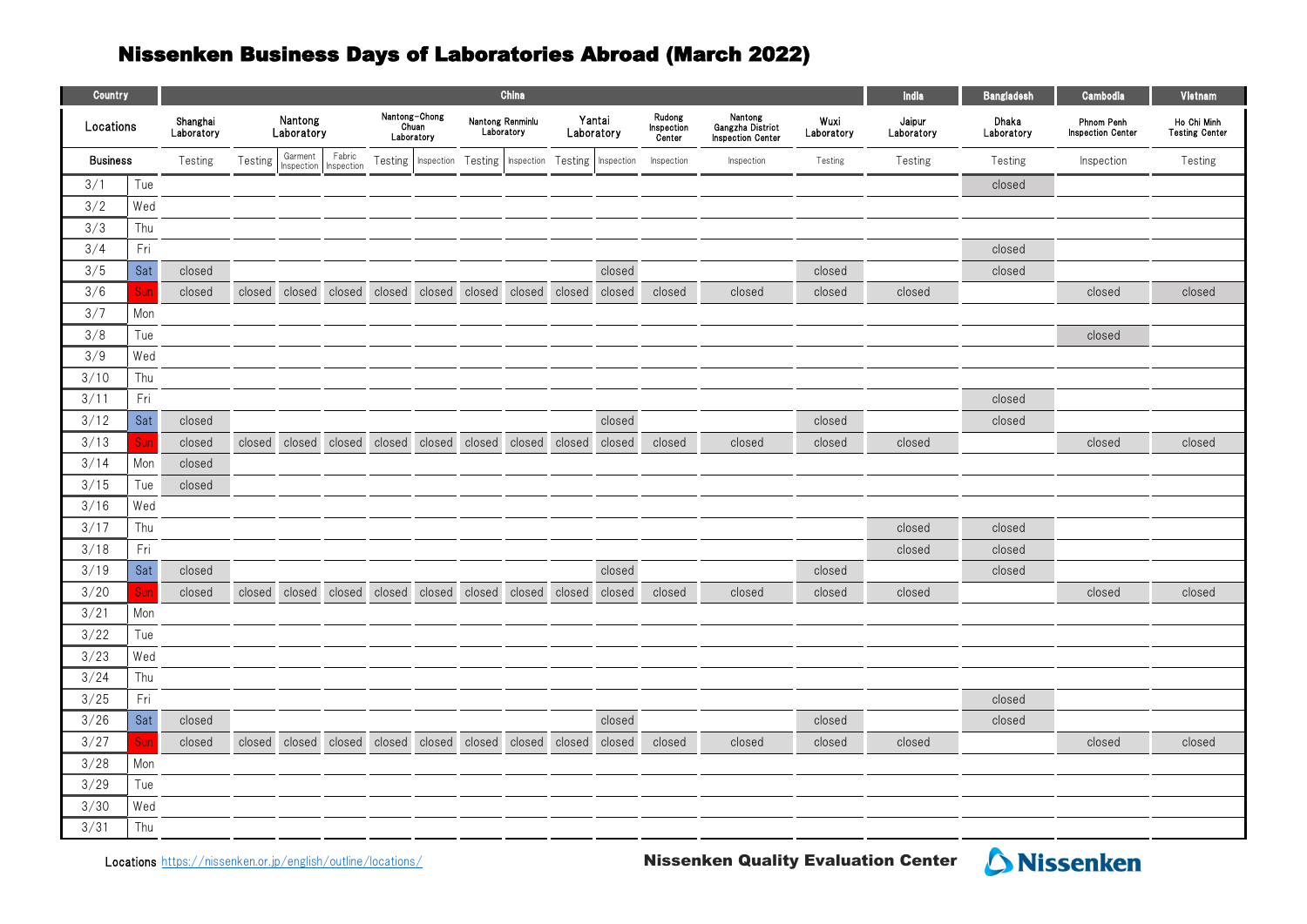# Nissenken Business Days of Laboratories Abroad (March 2022)

| Country | | China | | | | | | | | | | | | | India | Bangladesh | Cambodia | Vietnam |
|---|---|---|---|---|---|---|---|---|---|---|---|---|---|---|---|---|---|---|
| Locations | | Shanghai Laboratory | Nantong Laboratory | | | Nantong-Chong Chuan Laboratory | | Nantong Renminlu Laboratory | | Yantai Laboratory | | Rudong Inspection Center | Nantong Gangzha District Inspection Center | Wuxi Laboratory | Jaipur Laboratory | Dhaka Laboratory | Phnom Penh Inspection Center | Ho Chi Minh Testing Center |
| Business | | Testing | Testing | Garment Inspection | Fabric Inspection | Testing | Inspection | Testing | Inspection | Testing | Inspection | Inspection | Inspection | Testing | Testing | Testing | Inspection | Testing |
| 3/1 | Tue | | | | | | | | | | | | | | | closed | | |
| 3/2 | Wed | | | | | | | | | | | | | | | | | |
| 3/3 | Thu | | | | | | | | | | | | | | | | | |
| 3/4 | Fri | | | | | | | | | | | | | | | closed | | |
| 3/5 | Sat | closed | | | | | | | | | closed | | | closed | | closed | | |
| 3/6 | Sun | closed | closed | closed | closed | closed | closed | closed | closed | closed | closed | closed | closed | closed | closed | | closed | closed |
| 3/7 | Mon | | | | | | | | | | | | | | | | | |
| 3/8 | Tue | | | | | | | | | | | | | | | | closed | |
| 3/9 | Wed | | | | | | | | | | | | | | | | | |
| 3/10 | Thu | | | | | | | | | | | | | | | | | |
| 3/11 | Fri | | | | | | | | | | | | | | | closed | | |
| 3/12 | Sat | closed | | | | | | | | | closed | | | closed | | closed | | |
| 3/13 | Sun | closed | closed | closed | closed | closed | closed | closed | closed | closed | closed | closed | closed | closed | closed | | closed | closed |
| 3/14 | Mon | closed | | | | | | | | | | | | | | | | |
| 3/15 | Tue | closed | | | | | | | | | | | | | | | | |
| 3/16 | Wed | | | | | | | | | | | | | | | | | |
| 3/17 | Thu | | | | | | | | | | | | | | closed | closed | | |
| 3/18 | Fri | | | | | | | | | | | | | | closed | closed | | |
| 3/19 | Sat | closed | | | | | | | | | closed | | | closed | | closed | | |
| 3/20 | Sun | closed | closed | closed | closed | closed | closed | closed | closed | closed | closed | closed | closed | closed | closed | | closed | closed |
| 3/21 | Mon | | | | | | | | | | | | | | | | | |
| 3/22 | Tue | | | | | | | | | | | | | | | | | |
| 3/23 | Wed | | | | | | | | | | | | | | | | | |
| 3/24 | Thu | | | | | | | | | | | | | | | | | |
| 3/25 | Fri | | | | | | | | | | | | | | | closed | | |
| 3/26 | Sat | closed | | | | | | | | | closed | | | closed | | closed | | |
| 3/27 | Sun | closed | closed | closed | closed | closed | closed | closed | closed | closed | closed | closed | closed | closed | closed | | closed | closed |
| 3/28 | Mon | | | | | | | | | | | | | | | | | |
| 3/29 | Tue | | | | | | | | | | | | | | | | | |
| 3/30 | Wed | | | | | | | | | | | | | | | | | |
| 3/31 | Thu | | | | | | | | | | | | | | | | | |

Locations https://nissenken.or.jp/english/outline/locations/

**Nissenken Quality Evaluation Center**

Nissenken